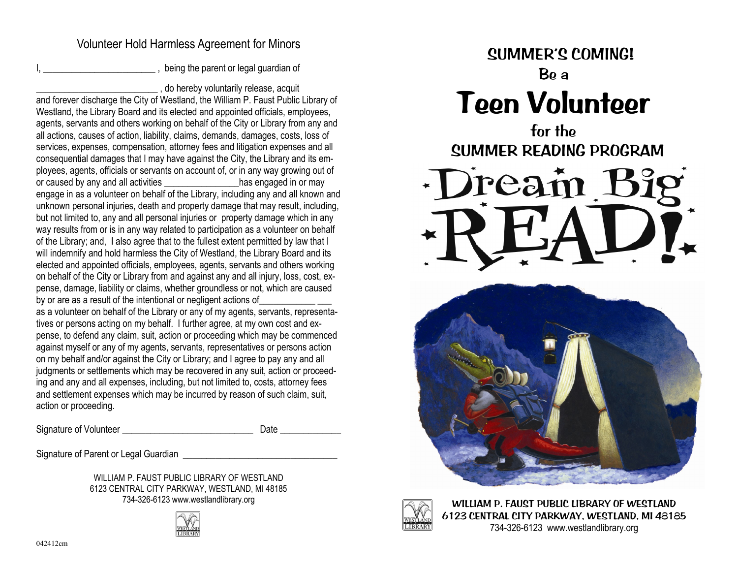## Volunteer Hold Harmless Agreement for Minors

I, ________________________ , being the parent or legal guardian of

__________________________ , do hereby voluntarily release, acquit and forever discharge the City of Westland, the William P. Faust Public Library of Westland, the Library Board and its elected and appointed officials, employees, agents, servants and others working on behalf of the City or Library from any and all actions, causes of action, liability, claims, demands, damages, costs, loss of services, expenses, compensation, attorney fees and litigation expenses and all consequential damages that I may have against the City, the Library and its employees, agents, officials or servants on account of, or in any way growing out of or caused by any and all activities ________________has engaged in or may engage in as a volunteer on behalf of the Library, including any and all known and unknown personal injuries, death and property damage that may result, including, but not limited to, any and all personal injuries or property damage which in any way results from or is in any way related to participation as a volunteer on behalf of the Library; and, I also agree that to the fullest extent permitted by law that I will indemnify and hold harmless the City of Westland, the Library Board and its elected and appointed officials, employees, agents, servants and others working on behalf of the City or Library from and against any and all injury, loss, cost, expense, damage, liability or claims, whether groundless or not, which are caused by or are as a result of the intentional or negligent actions of____________ ___ as a volunteer on behalf of the Library or any of my agents, servants, representatives or persons acting on my behalf. I further agree, at my own cost and expense, to defend any claim, suit, action or proceeding which may be commenced against myself or any of my agents, servants, representatives or persons action on my behalf and/or against the City or Library; and I agree to pay any and all judgments or settlements which may be recovered in any suit, action or proceeding and any and all expenses, including, but not limited to, costs, attorney fees and settlement expenses which may be incurred by reason of such claim, suit, action or proceeding.

Signature of Volunteer ____________________________ Date _____________

Signature of Parent or Legal Guardian _________________________________

WILLIAM P. FAUST PUBLIC LIBRARY OF WESTLAND
6123 CENTRAL CITY PARKWAY, WESTLAND, MI 48185
734-326-6123 www.westlandlibrary.org

042412cm

# SUMMER'S COMING!

Be a

# Teen Volunteer

for the

## SUMMER READING PROGRAM

# Dream Big READ!

**WILLIAM P. FAUST PUBLIC LIBRARY OF WESTLAND**
**6123 CENTRAL CITY PARKWAY, WESTLAND, MI 48185**
734-326-6123 www.westlandlibrary.org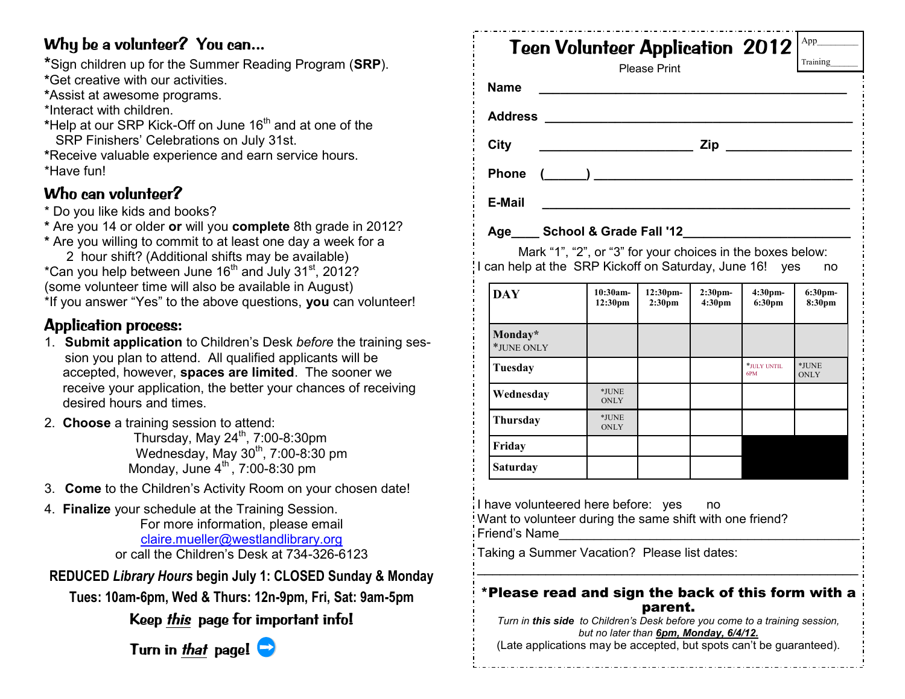## Why be a volunteer? You can...

*Sign children up for the Summer Reading Program (**SRP**).
*Get creative with our activities.
*Assist at awesome programs.
*Interact with children.
*Help at our SRP Kick-Off on June 16th and at one of the SRP Finishers' Celebrations on July 31st.
*Receive valuable experience and earn service hours.
*Have fun!

## Who can volunteer?

* Do you like kids and books?
* Are you 14 or older **or** will you **complete** 8th grade in 2012?
* Are you willing to commit to at least one day a week for a 2 hour shift? (Additional shifts may be available)
*Can you help between June 16th and July 31st, 2012?
(some volunteer time will also be available in August)
*If you answer "Yes" to the above questions, **you** can volunteer!

## Application process:

1. **Submit application** to Children's Desk *before* the training session you plan to attend. All qualified applicants will be accepted, however, **spaces are limited**. The sooner we receive your application, the better your chances of receiving desired hours and times.
2. **Choose** a training session to attend:
   Thursday, May 24th, 7:00-8:30pm
   Wednesday, May 30th, 7:00-8:30 pm
   Monday, June 4th, 7:00-8:30 pm
3. **Come** to the Children's Activity Room on your chosen date!
4. **Finalize** your schedule at the Training Session.
   For more information, please email
   claire.mueller@westlandlibrary.org
   or call the Children's Desk at 734-326-6123

**REDUCED *Library Hours* begin July 1: CLOSED Sunday & Monday**

**Tues: 10am-6pm, Wed & Thurs: 12n-9pm, Fri, Sat: 9am-5pm**

**Keep *this* page for important info!**

**Turn in *that* page!**

# Teen Volunteer Application 2012

App________
Training______

Please Print

**Name** ____________________________________________

**Address** __________________________________________

**City** ______________________ **Zip** _________________

**Phone** (______) ____________________________________

**E-Mail** ___________________________________________

**Age**____ **School & Grade Fall '12**_____________________

Mark "1", "2", or "3" for your choices in the boxes below:
I can help at the SRP Kickoff on Saturday, June 16! yes no

| DAY | 10:30am-12:30pm | 12:30pm-2:30pm | 2:30pm-4:30pm | 4:30pm-6:30pm | 6:30pm-8:30pm |
|---|---|---|---|---|---|
| Monday* *JUNE ONLY | | | | | |
| Tuesday | | | | *JULY UNTIL 6PM | *JUNE ONLY |
| Wednesday | *JUNE ONLY | | | | |
| Thursday | *JUNE ONLY | | | | |
| Friday | | | | | |
| Saturday | | | | | |

I have volunteered here before: yes no
Want to volunteer during the same shift with one friend?
Friend's Name_____________________________________________

Taking a Summer Vacation? Please list dates:
__________________________________________________________

**\*Please read and sign the back of this form with a parent.**

*Turn in **this side** to Children's Desk before you come to a training session, but no later than **6pm, Monday, 6/4/12.***
(Late applications may be accepted, but spots can't be guaranteed).